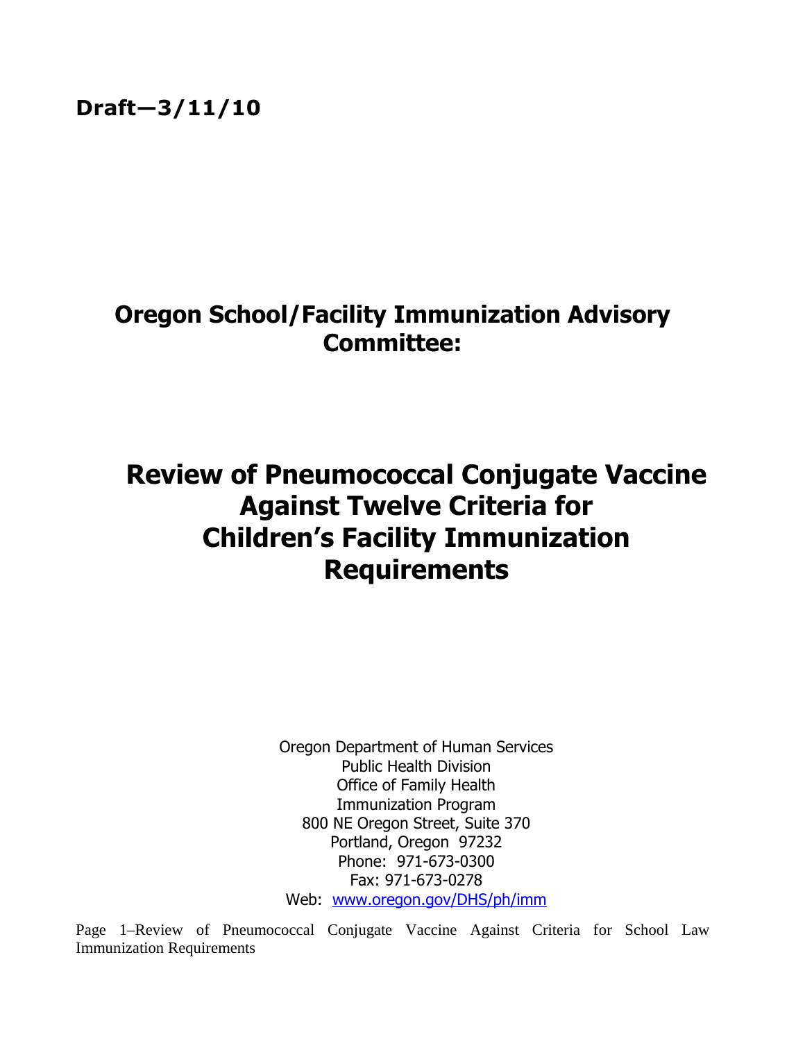**Draft—3/11/10**

# Oregon School/Facility Immunization Advisory Committee:

# Review of Pneumococcal Conjugate Vaccine Against Twelve Criteria for Children's Facility Immunization Requirements

Oregon Department of Human Services
Public Health Division
Office of Family Health
Immunization Program
800 NE Oregon Street, Suite 370
Portland, Oregon 97232
Phone: 971-673-0300
Fax: 971-673-0278
Web: www.oregon.gov/DHS/ph/imm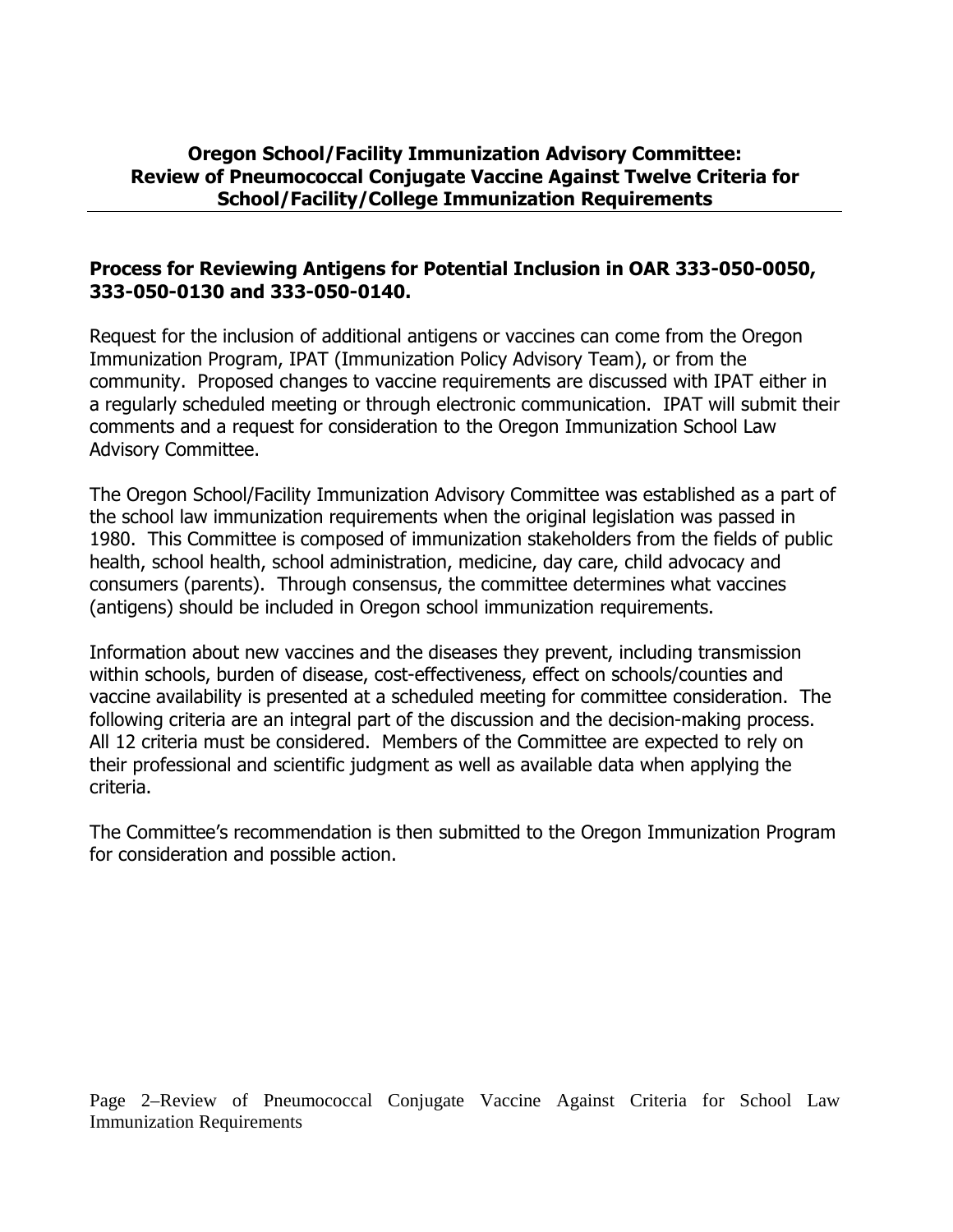**Oregon School/Facility Immunization Advisory Committee: Review of Pneumococcal Conjugate Vaccine Against Twelve Criteria for School/Facility/College Immunization Requirements**

---

## Process for Reviewing Antigens for Potential Inclusion in OAR 333-050-0050, 333-050-0130 and 333-050-0140.

Request for the inclusion of additional antigens or vaccines can come from the Oregon Immunization Program, IPAT (Immunization Policy Advisory Team), or from the community. Proposed changes to vaccine requirements are discussed with IPAT either in a regularly scheduled meeting or through electronic communication. IPAT will submit their comments and a request for consideration to the Oregon Immunization School Law Advisory Committee.

The Oregon School/Facility Immunization Advisory Committee was established as a part of the school law immunization requirements when the original legislation was passed in 1980. This Committee is composed of immunization stakeholders from the fields of public health, school health, school administration, medicine, day care, child advocacy and consumers (parents). Through consensus, the committee determines what vaccines (antigens) should be included in Oregon school immunization requirements.

Information about new vaccines and the diseases they prevent, including transmission within schools, burden of disease, cost-effectiveness, effect on schools/counties and vaccine availability is presented at a scheduled meeting for committee consideration. The following criteria are an integral part of the discussion and the decision-making process. All 12 criteria must be considered. Members of the Committee are expected to rely on their professional and scientific judgment as well as available data when applying the criteria.

The Committee's recommendation is then submitted to the Oregon Immunization Program for consideration and possible action.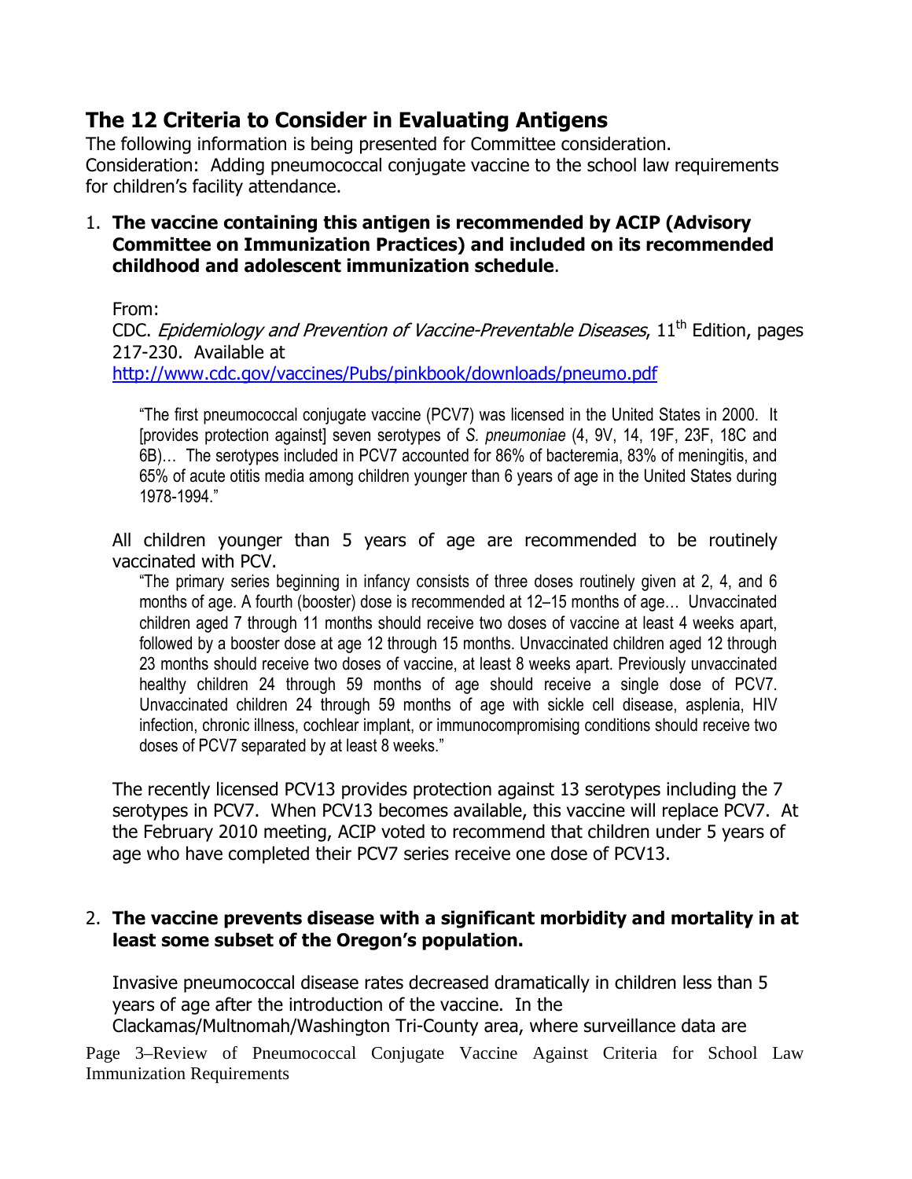## The 12 Criteria to Consider in Evaluating Antigens

The following information is being presented for Committee consideration.
Consideration: Adding pneumococcal conjugate vaccine to the school law requirements for children's facility attendance.

1. **The vaccine containing this antigen is recommended by ACIP (Advisory Committee on Immunization Practices) and included on its recommended childhood and adolescent immunization schedule**.

   From:
   CDC. *Epidemiology and Prevention of Vaccine-Preventable Diseases*, 11th Edition, pages 217-230. Available at
   http://www.cdc.gov/vaccines/Pubs/pinkbook/downloads/pneumo.pdf

   > "The first pneumococcal conjugate vaccine (PCV7) was licensed in the United States in 2000. It [provides protection against] seven serotypes of *S. pneumoniae* (4, 9V, 14, 19F, 23F, 18C and 6B)… The serotypes included in PCV7 accounted for 86% of bacteremia, 83% of meningitis, and 65% of acute otitis media among children younger than 6 years of age in the United States during 1978-1994."

   All children younger than 5 years of age are recommended to be routinely vaccinated with PCV.

   > "The primary series beginning in infancy consists of three doses routinely given at 2, 4, and 6 months of age. A fourth (booster) dose is recommended at 12–15 months of age… Unvaccinated children aged 7 through 11 months should receive two doses of vaccine at least 4 weeks apart, followed by a booster dose at age 12 through 15 months. Unvaccinated children aged 12 through 23 months should receive two doses of vaccine, at least 8 weeks apart. Previously unvaccinated healthy children 24 through 59 months of age should receive a single dose of PCV7. Unvaccinated children 24 through 59 months of age with sickle cell disease, asplenia, HIV infection, chronic illness, cochlear implant, or immunocompromising conditions should receive two doses of PCV7 separated by at least 8 weeks."

   The recently licensed PCV13 provides protection against 13 serotypes including the 7 serotypes in PCV7. When PCV13 becomes available, this vaccine will replace PCV7. At the February 2010 meeting, ACIP voted to recommend that children under 5 years of age who have completed their PCV7 series receive one dose of PCV13.

2. **The vaccine prevents disease with a significant morbidity and mortality in at least some subset of the Oregon's population.**

   Invasive pneumococcal disease rates decreased dramatically in children less than 5 years of age after the introduction of the vaccine. In the Clackamas/Multnomah/Washington Tri-County area, where surveillance data are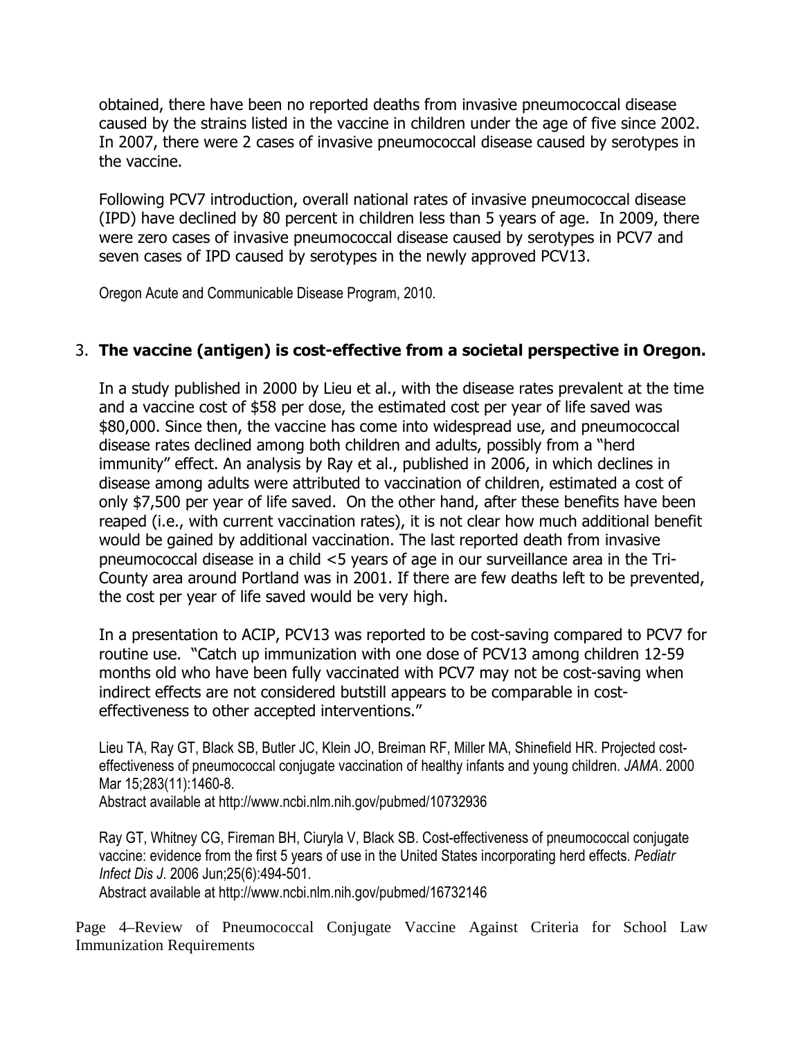obtained, there have been no reported deaths from invasive pneumococcal disease caused by the strains listed in the vaccine in children under the age of five since 2002. In 2007, there were 2 cases of invasive pneumococcal disease caused by serotypes in the vaccine.

Following PCV7 introduction, overall national rates of invasive pneumococcal disease (IPD) have declined by 80 percent in children less than 5 years of age. In 2009, there were zero cases of invasive pneumococcal disease caused by serotypes in PCV7 and seven cases of IPD caused by serotypes in the newly approved PCV13.

Oregon Acute and Communicable Disease Program, 2010.

3. **The vaccine (antigen) is cost-effective from a societal perspective in Oregon.**

In a study published in 2000 by Lieu et al., with the disease rates prevalent at the time and a vaccine cost of $58 per dose, the estimated cost per year of life saved was $80,000. Since then, the vaccine has come into widespread use, and pneumococcal disease rates declined among both children and adults, possibly from a "herd immunity" effect. An analysis by Ray et al., published in 2006, in which declines in disease among adults were attributed to vaccination of children, estimated a cost of only $7,500 per year of life saved. On the other hand, after these benefits have been reaped (i.e., with current vaccination rates), it is not clear how much additional benefit would be gained by additional vaccination. The last reported death from invasive pneumococcal disease in a child <5 years of age in our surveillance area in the Tri-County area around Portland was in 2001. If there are few deaths left to be prevented, the cost per year of life saved would be very high.

In a presentation to ACIP, PCV13 was reported to be cost-saving compared to PCV7 for routine use. "Catch up immunization with one dose of PCV13 among children 12-59 months old who have been fully vaccinated with PCV7 may not be cost-saving when indirect effects are not considered butstill appears to be comparable in cost-effectiveness to other accepted interventions."

Lieu TA, Ray GT, Black SB, Butler JC, Klein JO, Breiman RF, Miller MA, Shinefield HR. Projected cost-effectiveness of pneumococcal conjugate vaccination of healthy infants and young children. *JAMA*. 2000 Mar 15;283(11):1460-8.
Abstract available at http://www.ncbi.nlm.nih.gov/pubmed/10732936

Ray GT, Whitney CG, Fireman BH, Ciuryla V, Black SB. Cost-effectiveness of pneumococcal conjugate vaccine: evidence from the first 5 years of use in the United States incorporating herd effects. *Pediatr Infect Dis J*. 2006 Jun;25(6):494-501.
Abstract available at http://www.ncbi.nlm.nih.gov/pubmed/16732146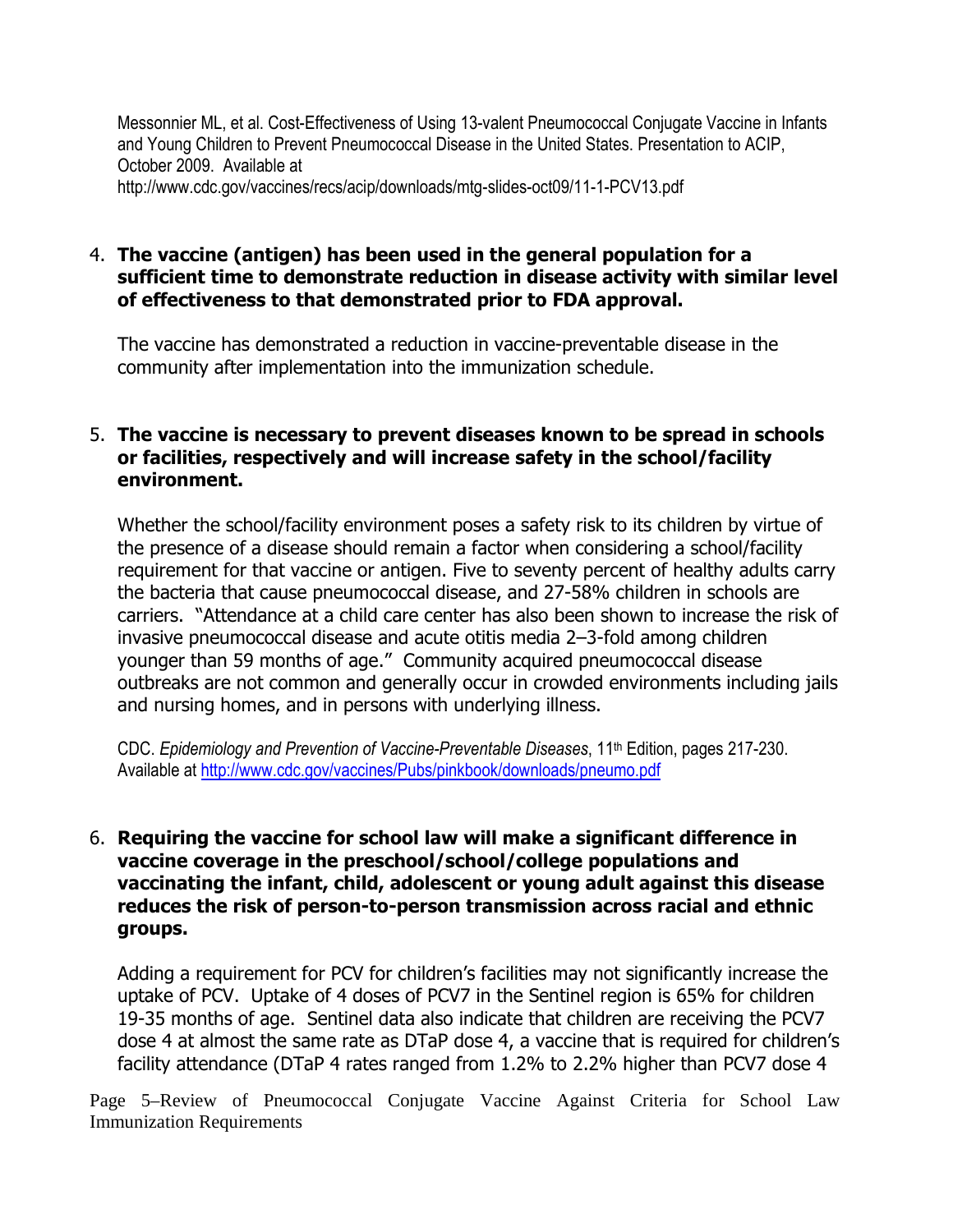Messonnier ML, et al. Cost-Effectiveness of Using 13-valent Pneumococcal Conjugate Vaccine in Infants and Young Children to Prevent Pneumococcal Disease in the United States. Presentation to ACIP, October 2009. Available at http://www.cdc.gov/vaccines/recs/acip/downloads/mtg-slides-oct09/11-1-PCV13.pdf

4. **The vaccine (antigen) has been used in the general population for a sufficient time to demonstrate reduction in disease activity with similar level of effectiveness to that demonstrated prior to FDA approval.**

   The vaccine has demonstrated a reduction in vaccine-preventable disease in the community after implementation into the immunization schedule.

5. **The vaccine is necessary to prevent diseases known to be spread in schools or facilities, respectively and will increase safety in the school/facility environment.**

   Whether the school/facility environment poses a safety risk to its children by virtue of the presence of a disease should remain a factor when considering a school/facility requirement for that vaccine or antigen. Five to seventy percent of healthy adults carry the bacteria that cause pneumococcal disease, and 27-58% children in schools are carriers. "Attendance at a child care center has also been shown to increase the risk of invasive pneumococcal disease and acute otitis media 2–3-fold among children younger than 59 months of age." Community acquired pneumococcal disease outbreaks are not common and generally occur in crowded environments including jails and nursing homes, and in persons with underlying illness.

   CDC. *Epidemiology and Prevention of Vaccine-Preventable Diseases*, 11th Edition, pages 217-230. Available at http://www.cdc.gov/vaccines/Pubs/pinkbook/downloads/pneumo.pdf

6. **Requiring the vaccine for school law will make a significant difference in vaccine coverage in the preschool/school/college populations and vaccinating the infant, child, adolescent or young adult against this disease reduces the risk of person-to-person transmission across racial and ethnic groups.**

   Adding a requirement for PCV for children's facilities may not significantly increase the uptake of PCV. Uptake of 4 doses of PCV7 in the Sentinel region is 65% for children 19-35 months of age. Sentinel data also indicate that children are receiving the PCV7 dose 4 at almost the same rate as DTaP dose 4, a vaccine that is required for children's facility attendance (DTaP 4 rates ranged from 1.2% to 2.2% higher than PCV7 dose 4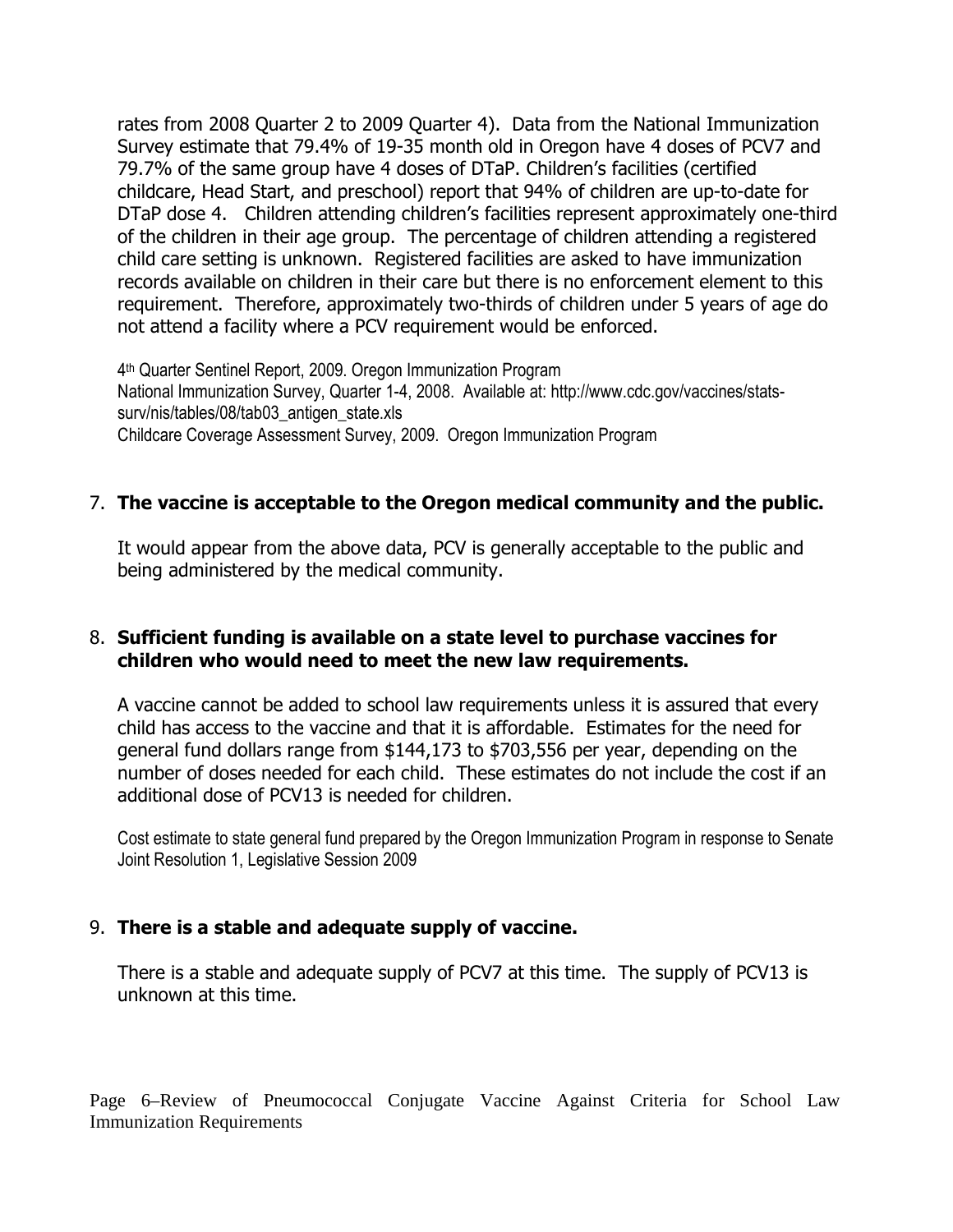rates from 2008 Quarter 2 to 2009 Quarter 4). Data from the National Immunization Survey estimate that 79.4% of 19-35 month old in Oregon have 4 doses of PCV7 and 79.7% of the same group have 4 doses of DTaP. Children's facilities (certified childcare, Head Start, and preschool) report that 94% of children are up-to-date for DTaP dose 4. Children attending children's facilities represent approximately one-third of the children in their age group. The percentage of children attending a registered child care setting is unknown. Registered facilities are asked to have immunization records available on children in their care but there is no enforcement element to this requirement. Therefore, approximately two-thirds of children under 5 years of age do not attend a facility where a PCV requirement would be enforced.

4th Quarter Sentinel Report, 2009. Oregon Immunization Program
National Immunization Survey, Quarter 1-4, 2008. Available at: http://www.cdc.gov/vaccines/stats-surv/nis/tables/08/tab03_antigen_state.xls
Childcare Coverage Assessment Survey, 2009. Oregon Immunization Program

7. **The vaccine is acceptable to the Oregon medical community and the public.**

   It would appear from the above data, PCV is generally acceptable to the public and being administered by the medical community.

8. **Sufficient funding is available on a state level to purchase vaccines for children who would need to meet the new law requirements.**

   A vaccine cannot be added to school law requirements unless it is assured that every child has access to the vaccine and that it is affordable. Estimates for the need for general fund dollars range from $144,173 to $703,556 per year, depending on the number of doses needed for each child. These estimates do not include the cost if an additional dose of PCV13 is needed for children.

   Cost estimate to state general fund prepared by the Oregon Immunization Program in response to Senate Joint Resolution 1, Legislative Session 2009

9. **There is a stable and adequate supply of vaccine.**

   There is a stable and adequate supply of PCV7 at this time. The supply of PCV13 is unknown at this time.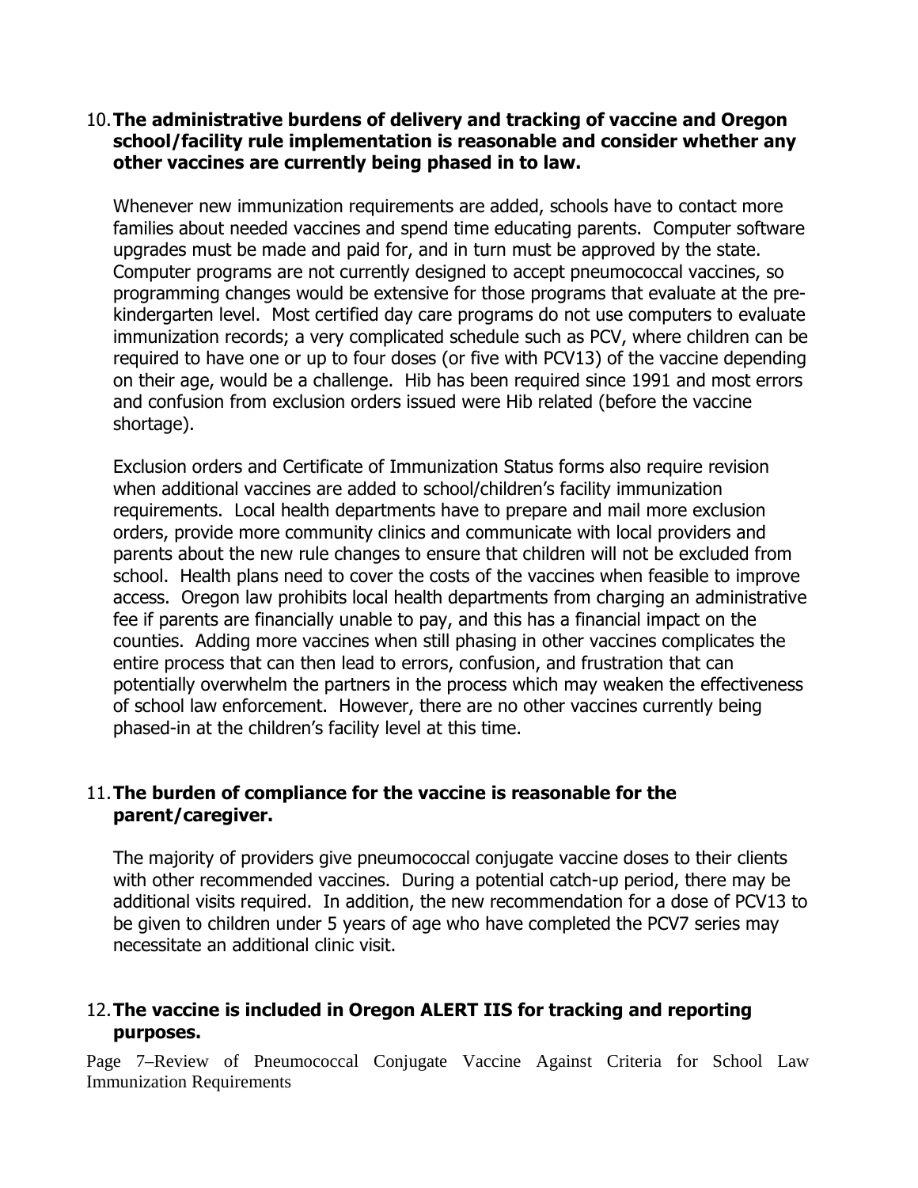10. **The administrative burdens of delivery and tracking of vaccine and Oregon school/facility rule implementation is reasonable and consider whether any other vaccines are currently being phased in to law.**

    Whenever new immunization requirements are added, schools have to contact more families about needed vaccines and spend time educating parents. Computer software upgrades must be made and paid for, and in turn must be approved by the state. Computer programs are not currently designed to accept pneumococcal vaccines, so programming changes would be extensive for those programs that evaluate at the pre-kindergarten level. Most certified day care programs do not use computers to evaluate immunization records; a very complicated schedule such as PCV, where children can be required to have one or up to four doses (or five with PCV13) of the vaccine depending on their age, would be a challenge. Hib has been required since 1991 and most errors and confusion from exclusion orders issued were Hib related (before the vaccine shortage).

    Exclusion orders and Certificate of Immunization Status forms also require revision when additional vaccines are added to school/children's facility immunization requirements. Local health departments have to prepare and mail more exclusion orders, provide more community clinics and communicate with local providers and parents about the new rule changes to ensure that children will not be excluded from school. Health plans need to cover the costs of the vaccines when feasible to improve access. Oregon law prohibits local health departments from charging an administrative fee if parents are financially unable to pay, and this has a financial impact on the counties. Adding more vaccines when still phasing in other vaccines complicates the entire process that can then lead to errors, confusion, and frustration that can potentially overwhelm the partners in the process which may weaken the effectiveness of school law enforcement. However, there are no other vaccines currently being phased-in at the children's facility level at this time.

11. **The burden of compliance for the vaccine is reasonable for the parent/caregiver.**

    The majority of providers give pneumococcal conjugate vaccine doses to their clients with other recommended vaccines. During a potential catch-up period, there may be additional visits required. In addition, the new recommendation for a dose of PCV13 to be given to children under 5 years of age who have completed the PCV7 series may necessitate an additional clinic visit.

12. **The vaccine is included in Oregon ALERT IIS for tracking and reporting purposes.**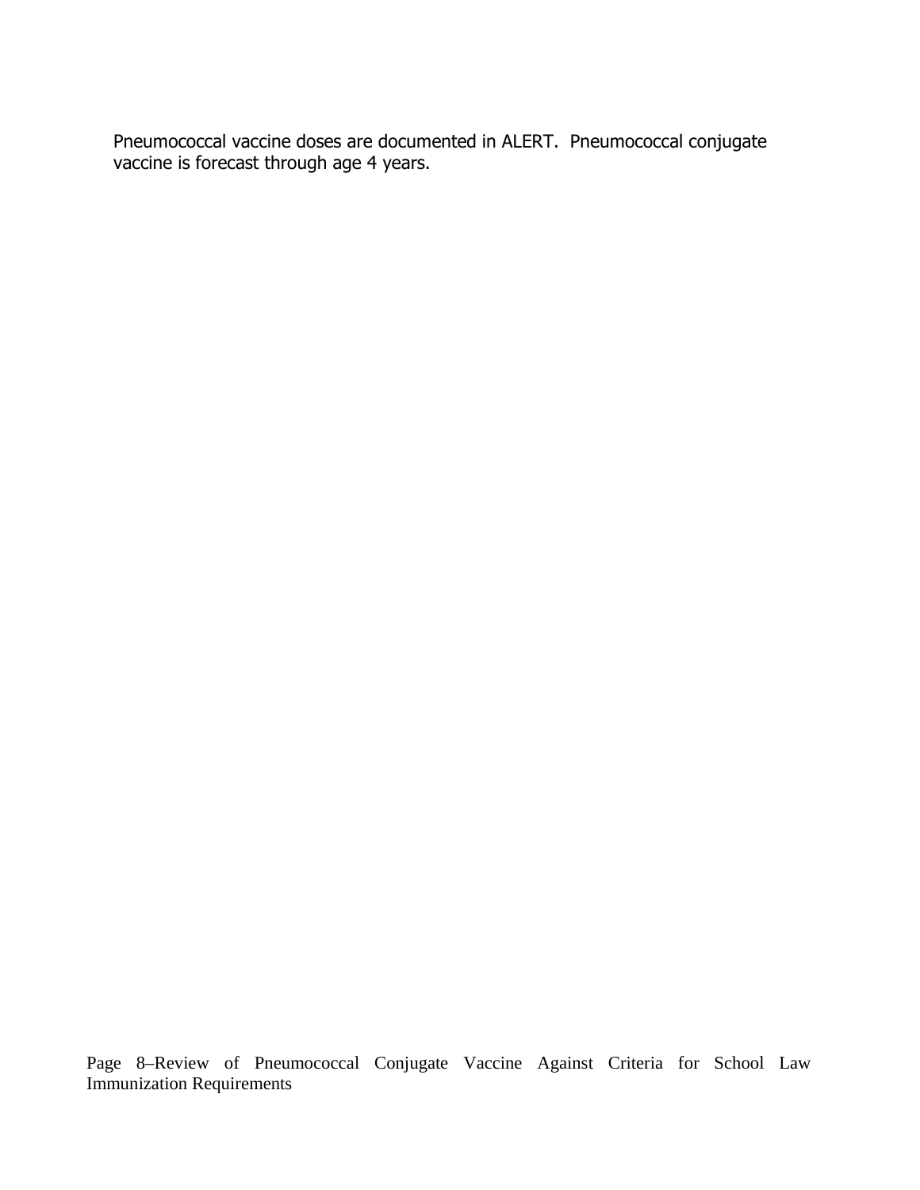Pneumococcal vaccine doses are documented in ALERT. Pneumococcal conjugate vaccine is forecast through age 4 years.